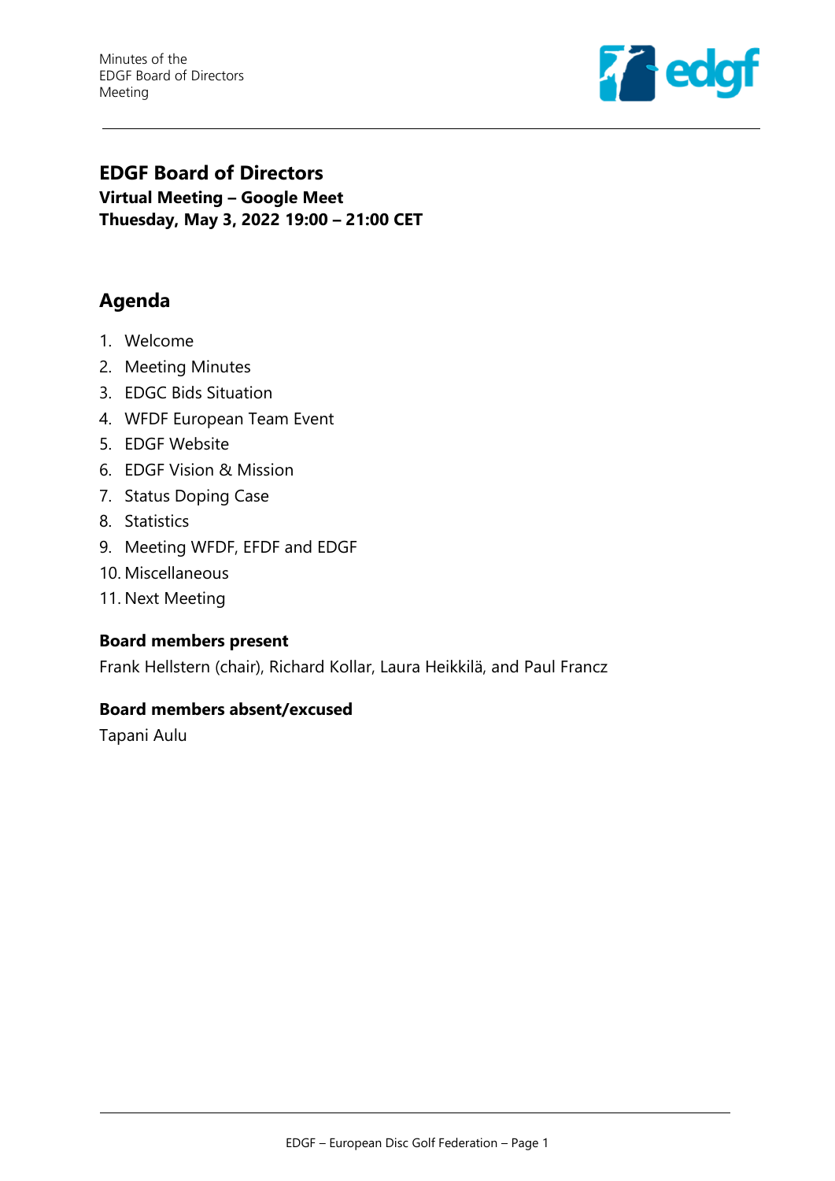# EDGF Board of Directors

**Virtual Meeting – Google Meet**
**Thursday, May 3, 2022 19:00 – 21:00 CET**

## Agenda

1. Welcome
2. Meeting Minutes
3. EDGC Bids Situation
4. WFDF European Team Event
5. EDGF Website
6. EDGF Vision & Mission
7. Status Doping Case
8. Statistics
9. Meeting WFDF, EFDF and EDGF
10. Miscellaneous
11. Next Meeting

### Board members present

Frank Hellstern (chair), Richard Kollar, Laura Heikkilä, and Paul Francz

### Board members absent/excused

Tapani Aulu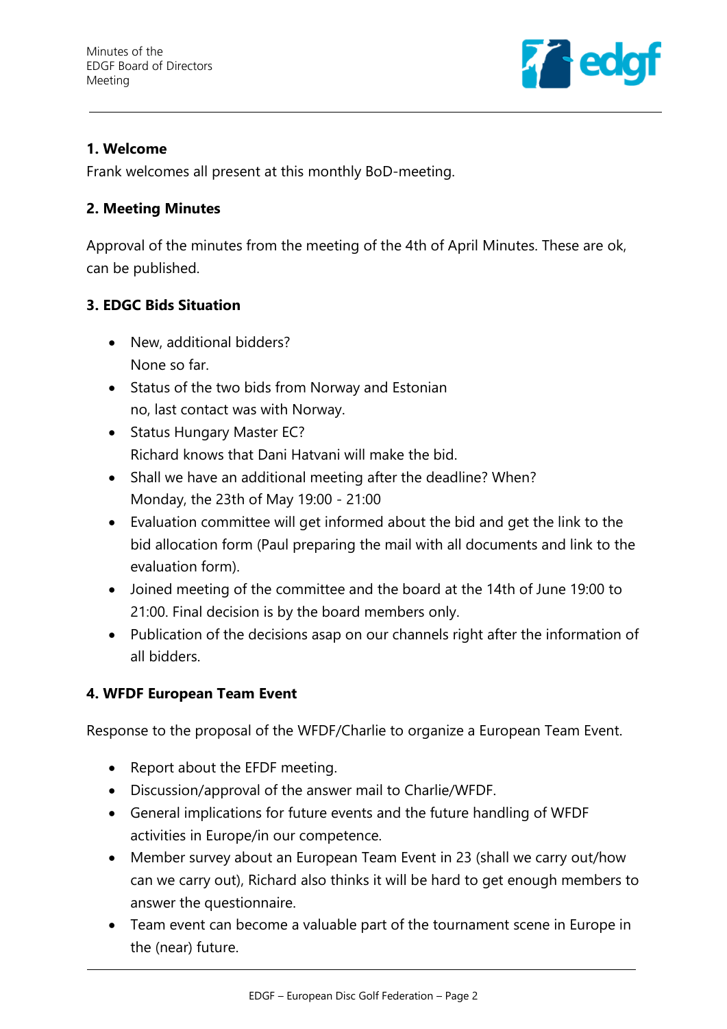## 1. Welcome

Frank welcomes all present at this monthly BoD-meeting.

## 2. Meeting Minutes

Approval of the minutes from the meeting of the 4th of April Minutes. These are ok, can be published.

## 3. EDGC Bids Situation

- New, additional bidders?  
  None so far.
- Status of the two bids from Norway and Estonian  
  no, last contact was with Norway.
- Status Hungary Master EC?  
  Richard knows that Dani Hatvani will make the bid.
- Shall we have an additional meeting after the deadline? When?  
  Monday, the 23th of May 19:00 - 21:00
- Evaluation committee will get informed about the bid and get the link to the bid allocation form (Paul preparing the mail with all documents and link to the evaluation form).
- Joined meeting of the committee and the board at the 14th of June 19:00 to 21:00. Final decision is by the board members only.
- Publication of the decisions asap on our channels right after the information of all bidders.

## 4. WFDF European Team Event

Response to the proposal of the WFDF/Charlie to organize a European Team Event.

- Report about the EFDF meeting.
- Discussion/approval of the answer mail to Charlie/WFDF.
- General implications for future events and the future handling of WFDF activities in Europe/in our competence.
- Member survey about an European Team Event in 23 (shall we carry out/how can we carry out), Richard also thinks it will be hard to get enough members to answer the questionnaire.
- Team event can become a valuable part of the tournament scene in Europe in the (near) future.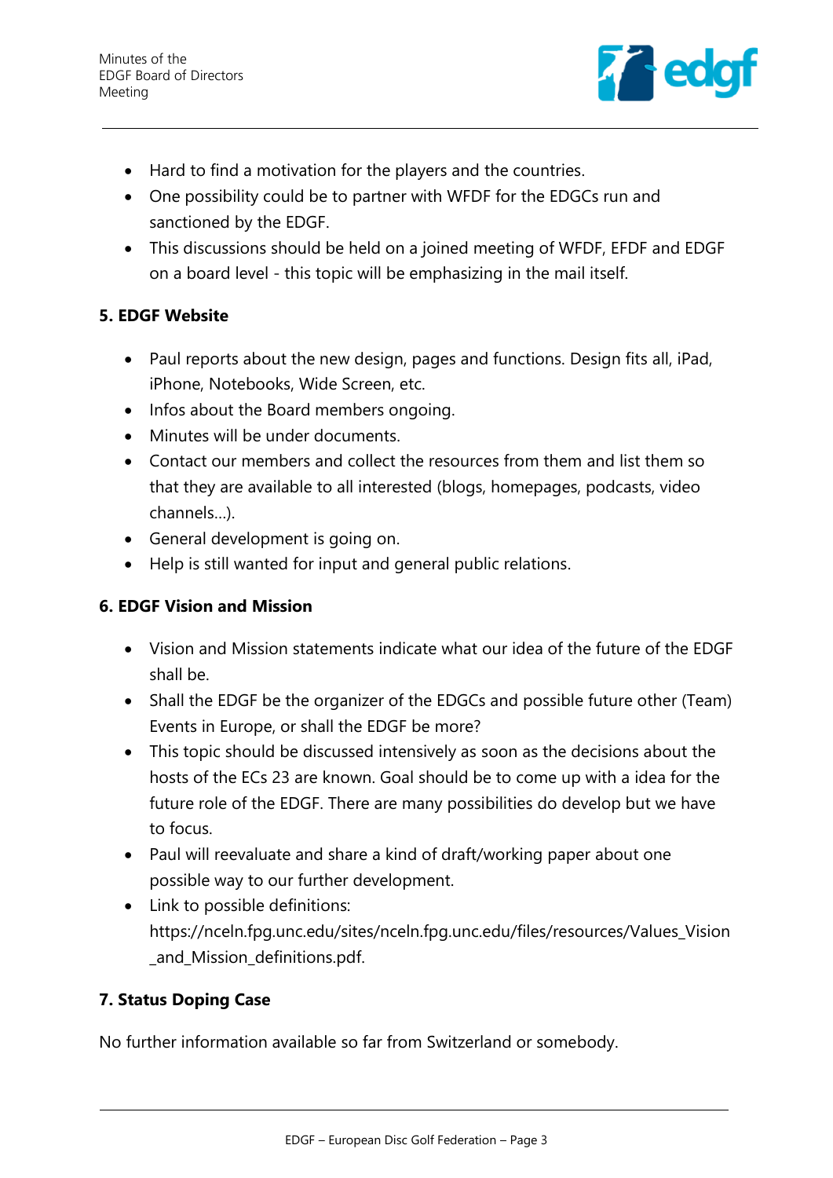- Hard to find a motivation for the players and the countries.
- One possibility could be to partner with WFDF for the EDGCs run and sanctioned by the EDGF.
- This discussions should be held on a joined meeting of WFDF, EFDF and EDGF on a board level - this topic will be emphasizing in the mail itself.

### 5. EDGF Website

- Paul reports about the new design, pages and functions. Design fits all, iPad, iPhone, Notebooks, Wide Screen, etc.
- Infos about the Board members ongoing.
- Minutes will be under documents.
- Contact our members and collect the resources from them and list them so that they are available to all interested (blogs, homepages, podcasts, video channels…).
- General development is going on.
- Help is still wanted for input and general public relations.

### 6. EDGF Vision and Mission

- Vision and Mission statements indicate what our idea of the future of the EDGF shall be.
- Shall the EDGF be the organizer of the EDGCs and possible future other (Team) Events in Europe, or shall the EDGF be more?
- This topic should be discussed intensively as soon as the decisions about the hosts of the ECs 23 are known. Goal should be to come up with a idea for the future role of the EDGF. There are many possibilities do develop but we have to focus.
- Paul will reevaluate and share a kind of draft/working paper about one possible way to our further development.
- Link to possible definitions: https://nceln.fpg.unc.edu/sites/nceln.fpg.unc.edu/files/resources/Values_Vision_and_Mission_definitions.pdf.

### 7. Status Doping Case

No further information available so far from Switzerland or somebody.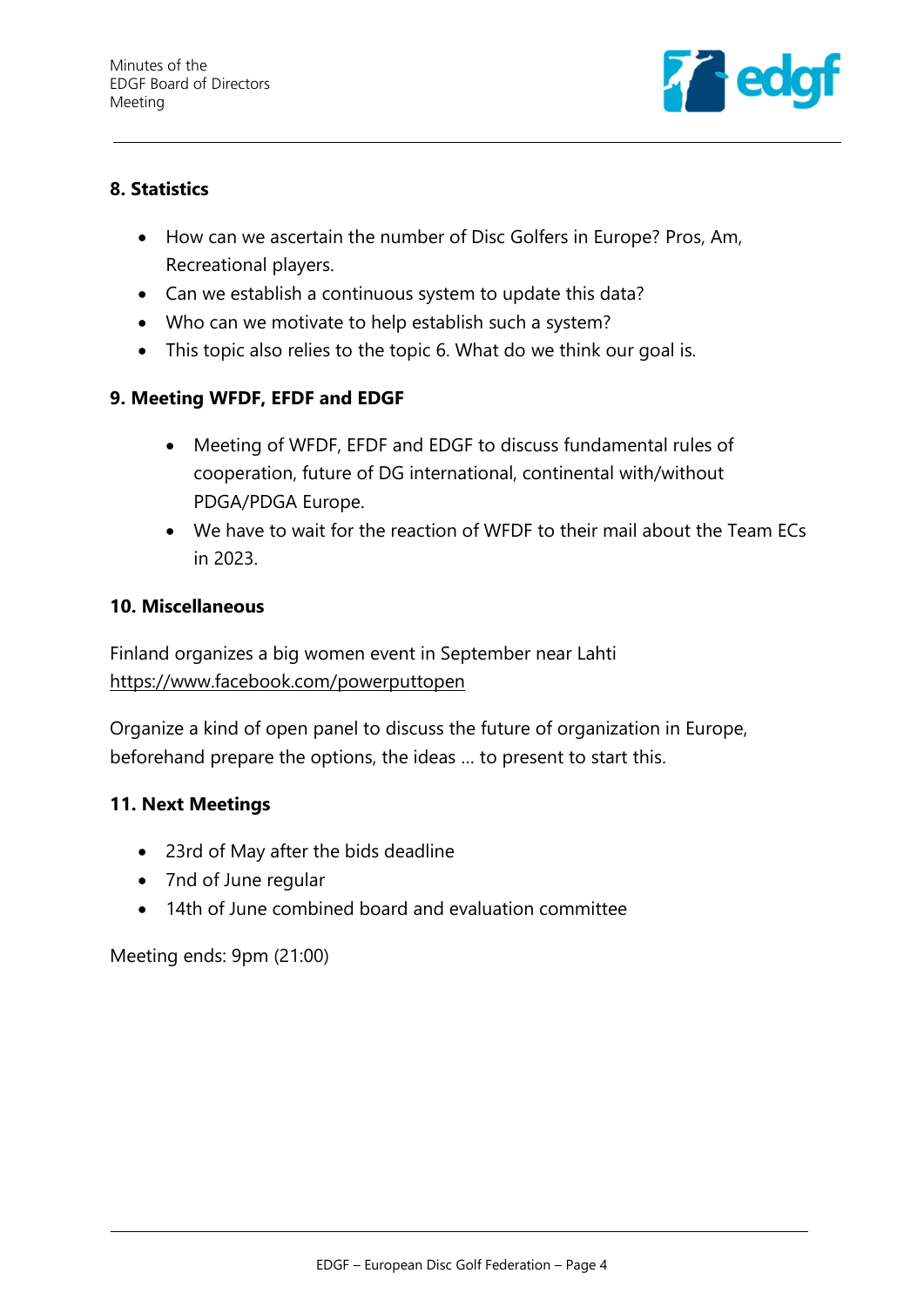## 8. Statistics

- How can we ascertain the number of Disc Golfers in Europe? Pros, Am, Recreational players.
- Can we establish a continuous system to update this data?
- Who can we motivate to help establish such a system?
- This topic also relies to the topic 6. What do we think our goal is.

## 9. Meeting WFDF, EFDF and EDGF

- Meeting of WFDF, EFDF and EDGF to discuss fundamental rules of cooperation, future of DG international, continental with/without PDGA/PDGA Europe.
- We have to wait for the reaction of WFDF to their mail about the Team ECs in 2023.

## 10. Miscellaneous

Finland organizes a big women event in September near Lahti
https://www.facebook.com/powerputtopen

Organize a kind of open panel to discuss the future of organization in Europe, beforehand prepare the options, the ideas … to present to start this.

## 11. Next Meetings

- 23rd of May after the bids deadline
- 7nd of June regular
- 14th of June combined board and evaluation committee

Meeting ends: 9pm (21:00)